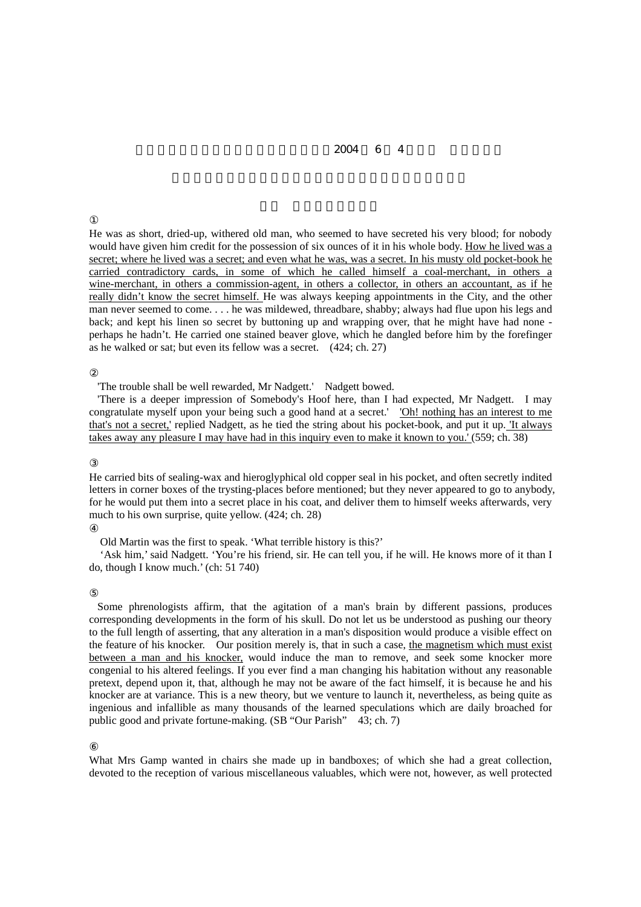2004 6 4

①

He was as short, dried-up, withered old man, who seemed to have secreted his very blood; for nobody would have given him credit for the possession of six ounces of it in his whole body. How he lived was a secret; where he lived was a secret; and even what he was, was a secret. In his musty old pocket-book he carried contradictory cards, in some of which he called himself a coal-merchant, in others a wine-merchant, in others a commission-agent, in others a collector, in others an accountant, as if he really didn't know the secret himself. He was always keeping appointments in the City, and the other man never seemed to come. . . . he was mildewed, threadbare, shabby; always had flue upon his legs and back; and kept his linen so secret by buttoning up and wrapping over, that he might have had none - perhaps he hadn't. He carried one stained beaver glove, which he dangled before him by the forefinger as he walked or sat; but even its fellow was a secret. (424; ch. 27)

②

'The trouble shall be well rewarded, Mr Nadgett.' Nadgett bowed.

'There is a deeper impression of Somebody's Hoof here, than I had expected, Mr Nadgett. I may congratulate myself upon your being such a good hand at a secret.' 'Oh! nothing has an interest to me that's not a secret,' replied Nadgett, as he tied the string about his pocket-book, and put it up. 'It always takes away any pleasure I may have had in this inquiry even to make it known to you.' (559; ch. 38)

③

He carried bits of sealing-wax and hieroglyphical old copper seal in his pocket, and often secretly indited letters in corner boxes of the trysting-places before mentioned; but they never appeared to go to anybody, for he would put them into a secret place in his coat, and deliver them to himself weeks afterwards, very much to his own surprise, quite yellow. (424; ch. 28)

④

Old Martin was the first to speak. 'What terrible history is this?'

'Ask him,' said Nadgett. 'You're his friend, sir. He can tell you, if he will. He knows more of it than I do, though I know much.' (ch: 51 740)

⑤

Some phrenologists affirm, that the agitation of a man's brain by different passions, produces corresponding developments in the form of his skull. Do not let us be understood as pushing our theory to the full length of asserting, that any alteration in a man's disposition would produce a visible effect on the feature of his knocker. Our position merely is, that in such a case, the magnetism which must exist between a man and his knocker, would induce the man to remove, and seek some knocker more congenial to his altered feelings. If you ever find a man changing his habitation without any reasonable pretext, depend upon it, that, although he may not be aware of the fact himself, it is because he and his knocker are at variance. This is a new theory, but we venture to launch it, nevertheless, as being quite as ingenious and infallible as many thousands of the learned speculations which are daily broached for public good and private fortune-making. (SB "Our Parish" 43; ch. 7)

⑥

What Mrs Gamp wanted in chairs she made up in bandboxes; of which she had a great collection, devoted to the reception of various miscellaneous valuables, which were not, however, as well protected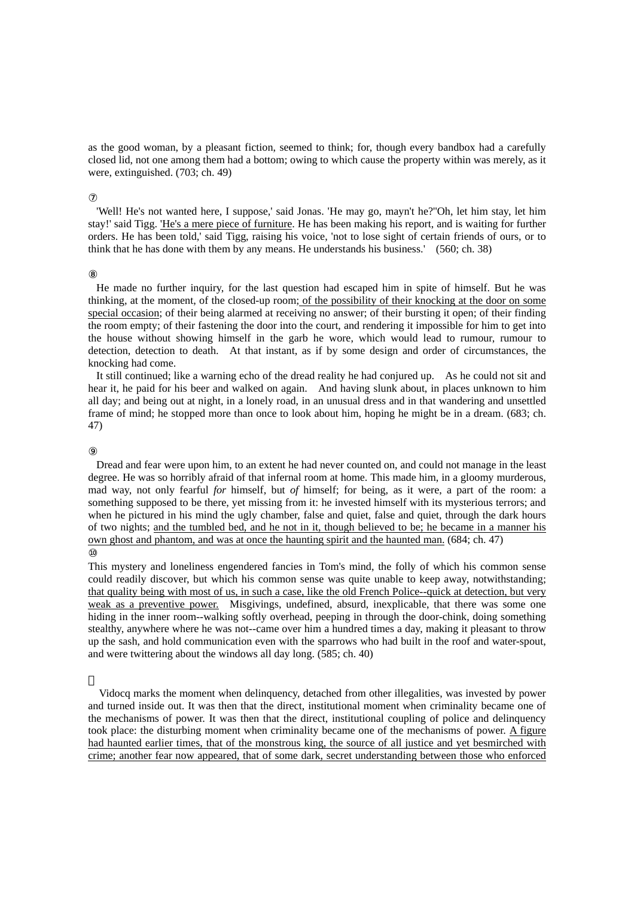as the good woman, by a pleasant fiction, seemed to think; for, though every bandbox had a carefully closed lid, not one among them had a bottom; owing to which cause the property within was merely, as it were, extinguished. (703; ch. 49)

⑦

'Well! He's not wanted here, I suppose,' said Jonas. 'He may go, mayn't he?''Oh, let him stay, let him stay!' said Tigg. <u>'He's a mere piece of furniture</u>. He has been making his report, and is waiting for further orders. He has been told,' said Tigg, raising his voice, 'not to lose sight of certain friends of ours, or to think that he has done with them by any means. He understands his business.' (560; ch. 38)

⑧

He made no further inquiry, for the last question had escaped him in spite of himself. But he was thinking, at the moment, of the closed-up room<u>; of the possibility of their knocking at the door on some special occasion</u>; of their being alarmed at receiving no answer; of their bursting it open; of their finding the room empty; of their fastening the door into the court, and rendering it impossible for him to get into the house without showing himself in the garb he wore, which would lead to rumour, rumour to detection, detection to death. At that instant, as if by some design and order of circumstances, the knocking had come.

It still continued; like a warning echo of the dread reality he had conjured up. As he could not sit and hear it, he paid for his beer and walked on again. And having slunk about, in places unknown to him all day; and being out at night, in a lonely road, in an unusual dress and in that wandering and unsettled frame of mind; he stopped more than once to look about him, hoping he might be in a dream. (683; ch. 47)

⑨

Dread and fear were upon him, to an extent he had never counted on, and could not manage in the least degree. He was so horribly afraid of that infernal room at home. This made him, in a gloomy murderous, mad way, not only fearful *for* himself, but *of* himself; for being, as it were, a part of the room: a something supposed to be there, yet missing from it: he invested himself with its mysterious terrors; and when he pictured in his mind the ugly chamber, false and quiet, false and quiet, through the dark hours of two nights; <u>and the tumbled bed, and he not in it, though believed to be; he became in a manner his own ghost and phantom, and was at once the haunting spirit and the haunted man.</u> (684; ch. 47)

⑩

This mystery and loneliness engendered fancies in Tom's mind, the folly of which his common sense could readily discover, but which his common sense was quite unable to keep away, notwithstanding; <u>that quality being with most of us, in such a case, like the old French Police--quick at detection, but very weak as a preventive power.</u> Misgivings, undefined, absurd, inexplicable, that there was some one hiding in the inner room--walking softly overhead, peeping in through the door-chink, doing something stealthy, anywhere where he was not--came over him a hundred times a day, making it pleasant to throw up the sash, and hold communication even with the sparrows who had built in the roof and water-spout, and were twittering about the windows all day long. (585; ch. 40)

⑪

Vidocq marks the moment when delinquency, detached from other illegalities, was invested by power and turned inside out. It was then that the direct, institutional moment when criminality became one of the mechanisms of power. It was then that the direct, institutional coupling of police and delinquency took place: the disturbing moment when criminality became one of the mechanisms of power. <u>A figure had haunted earlier times, that of the monstrous king, the source of all justice and yet besmirched with crime; another fear now appeared, that of some dark, secret understanding between those who enforced</u>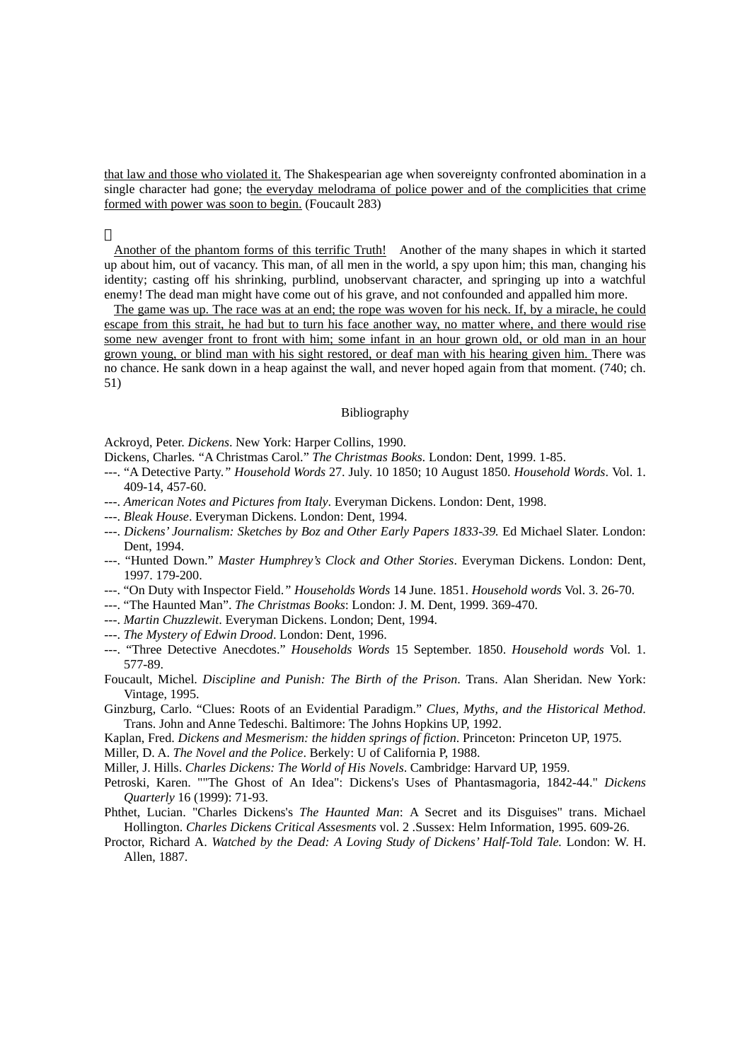that law and those who violated it. The Shakespearian age when sovereignty confronted abomination in a single character had gone; the everyday melodrama of police power and of the complicities that crime formed with power was soon to begin. (Foucault 283)

Another of the phantom forms of this terrific Truth! Another of the many shapes in which it started up about him, out of vacancy. This man, of all men in the world, a spy upon him; this man, changing his identity; casting off his shrinking, purblind, unobservant character, and springing up into a watchful enemy! The dead man might have come out of his grave, and not confounded and appalled him more.

The game was up. The race was at an end; the rope was woven for his neck. If, by a miracle, he could escape from this strait, he had but to turn his face another way, no matter where, and there would rise some new avenger front to front with him; some infant in an hour grown old, or old man in an hour grown young, or blind man with his sight restored, or deaf man with his hearing given him. There was no chance. He sank down in a heap against the wall, and never hoped again from that moment. (740; ch. 51)

## Bibliography

Ackroyd, Peter. *Dickens*. New York: Harper Collins, 1990.

Dickens, Charles. "A Christmas Carol." *The Christmas Books*. London: Dent, 1999. 1-85.

---. "A Detective Party." *Household Words* 27. July. 10 1850; 10 August 1850. *Household Words*. Vol. 1. 409-14, 457-60.

---. *American Notes and Pictures from Italy*. Everyman Dickens. London: Dent, 1998.

---. *Bleak House*. Everyman Dickens. London: Dent, 1994.

---. *Dickens' Journalism: Sketches by Boz and Other Early Papers 1833-39.* Ed Michael Slater. London: Dent, 1994.

---. "Hunted Down." *Master Humphrey's Clock and Other Stories*. Everyman Dickens. London: Dent, 1997. 179-200.

---. "On Duty with Inspector Field." *Households Words* 14 June. 1851. *Household words* Vol. 3. 26-70.

---. "The Haunted Man". *The Christmas Books*: London: J. M. Dent, 1999. 369-470.

---. *Martin Chuzzlewit*. Everyman Dickens. London; Dent, 1994.

---. *The Mystery of Edwin Drood*. London: Dent, 1996.

---. "Three Detective Anecdotes." *Households Words* 15 September. 1850. *Household words* Vol. 1. 577-89.

Foucault, Michel. *Discipline and Punish: The Birth of the Prison*. Trans. Alan Sheridan. New York: Vintage, 1995.

Ginzburg, Carlo. "Clues: Roots of an Evidential Paradigm." *Clues, Myths, and the Historical Method*. Trans. John and Anne Tedeschi. Baltimore: The Johns Hopkins UP, 1992.

Kaplan, Fred. *Dickens and Mesmerism: the hidden springs of fiction*. Princeton: Princeton UP, 1975.

Miller, D. A. *The Novel and the Police*. Berkely: U of California P, 1988.

Miller, J. Hills. *Charles Dickens: The World of His Novels*. Cambridge: Harvard UP, 1959.

Petroski, Karen. ""The Ghost of An Idea": Dickens's Uses of Phantasmagoria, 1842-44." *Dickens Quarterly* 16 (1999): 71-93.

Phthet, Lucian. "Charles Dickens's *The Haunted Man*: A Secret and its Disguises" trans. Michael Hollington. *Charles Dickens Critical Assesments* vol. 2 .Sussex: Helm Information, 1995. 609-26.

Proctor, Richard A. *Watched by the Dead: A Loving Study of Dickens' Half-Told Tale.* London: W. H. Allen, 1887.